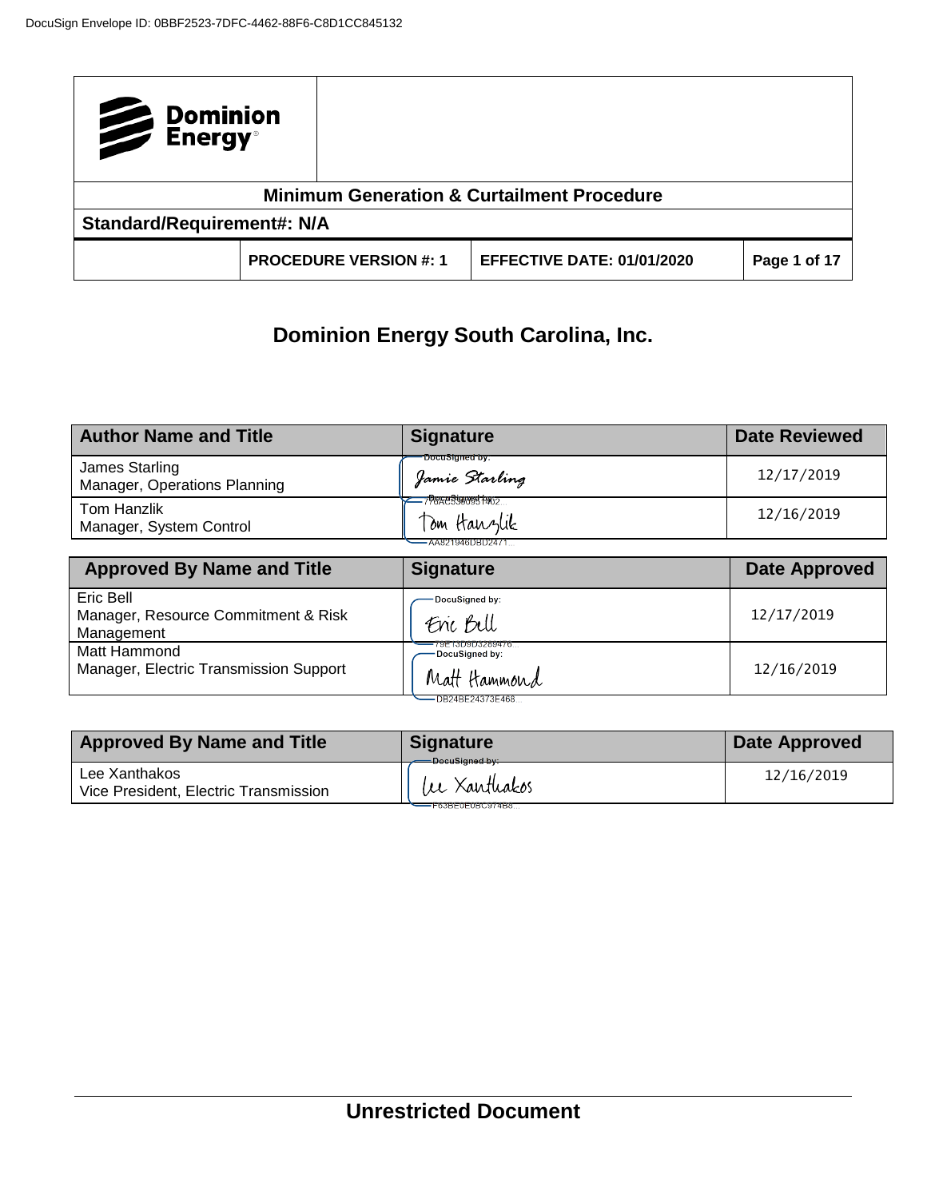DocuSign Envelope ID: 0BBF2523-7DFC-4462-88F6-C8D1CC845132

| Dominion Energy | | | |
|---|---|---|---|
| **Minimum Generation & Curtailment Procedure** | | | |
| **Standard/Requirement#: N/A** | | | |
| | **PROCEDURE VERSION #: 1** | **EFFECTIVE DATE: 01/01/2020** | **Page 1 of 17** |

# Dominion Energy South Carolina, Inc.

| Author Name and Title | Signature | Date Reviewed |
|---|---|---|
| James Starling<br>Manager, Operations Planning | DocuSigned by: Jamie Starling | 12/17/2019 |
| Tom Hanzlik<br>Manager, System Control | DocuSigned by: Tom Hanzlik<br>AA821946DBD2471... | 12/16/2019 |

| Approved By Name and Title | Signature | Date Approved |
|---|---|---|
| Eric Bell<br>Manager, Resource Commitment & Risk Management | DocuSigned by: Eric Bell<br>79E13D9D3289476... | 12/17/2019 |
| Matt Hammond<br>Manager, Electric Transmission Support | DocuSigned by: Matt Hammond<br>DB24BE24373E468... | 12/16/2019 |

| Approved By Name and Title | Signature | Date Approved |
|---|---|---|
| Lee Xanthakos<br>Vice President, Electric Transmission | DocuSigned by: Lee Xanthakos<br>F63BE0E0BC974B8... | 12/16/2019 |

**Unrestricted Document**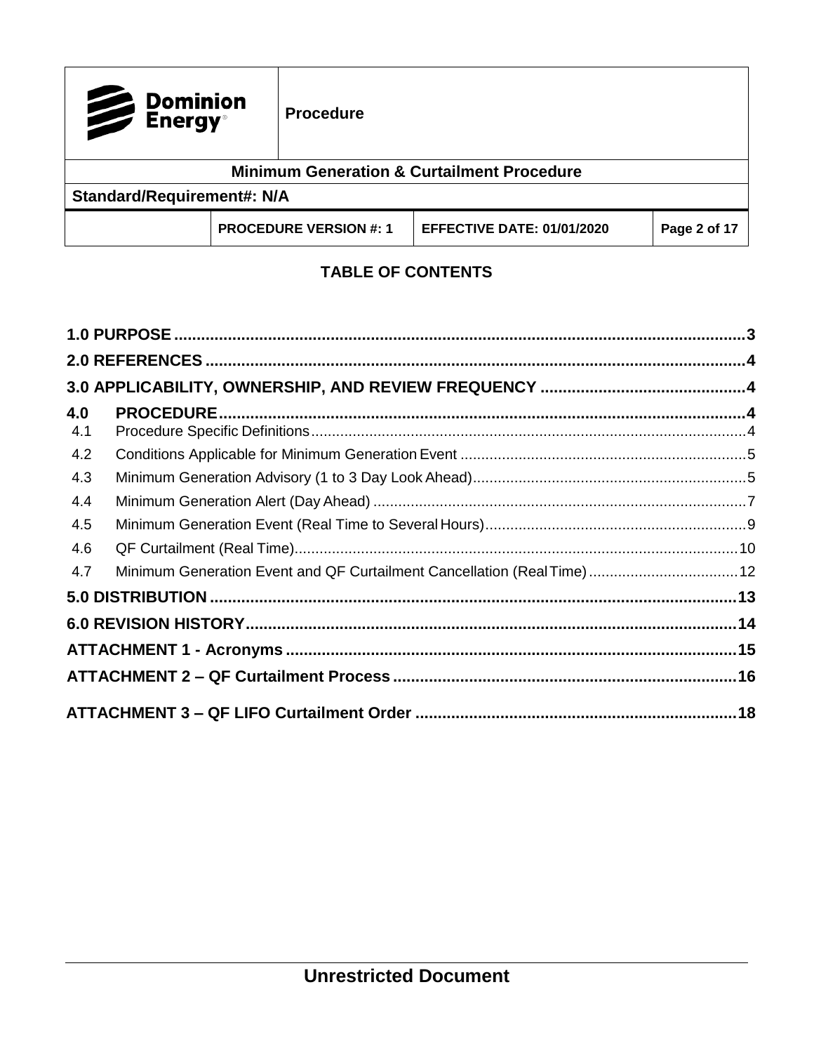## TABLE OF CONTENTS

| | | |
|---|---|---|
| **1.0 PURPOSE** | | **3** |
| **2.0 REFERENCES** | | **4** |
| **3.0 APPLICABILITY, OWNERSHIP, AND REVIEW FREQUENCY** | | **4** |
| **4.0** | **PROCEDURE** | **4** |
| 4.1 | Procedure Specific Definitions | 4 |
| 4.2 | Conditions Applicable for Minimum Generation Event | 5 |
| 4.3 | Minimum Generation Advisory (1 to 3 Day Look Ahead) | 5 |
| 4.4 | Minimum Generation Alert (Day Ahead) | 7 |
| 4.5 | Minimum Generation Event (Real Time to Several Hours) | 9 |
| 4.6 | QF Curtailment (Real Time) | 10 |
| 4.7 | Minimum Generation Event and QF Curtailment Cancellation (Real Time) | 12 |
| **5.0 DISTRIBUTION** | | **13** |
| **6.0 REVISION HISTORY** | | **14** |
| **ATTACHMENT 1 - Acronyms** | | **15** |
| **ATTACHMENT 2 – QF Curtailment Process** | | **16** |
| **ATTACHMENT 3 – QF LIFO Curtailment Order** | | **18** |

**Unrestricted Document**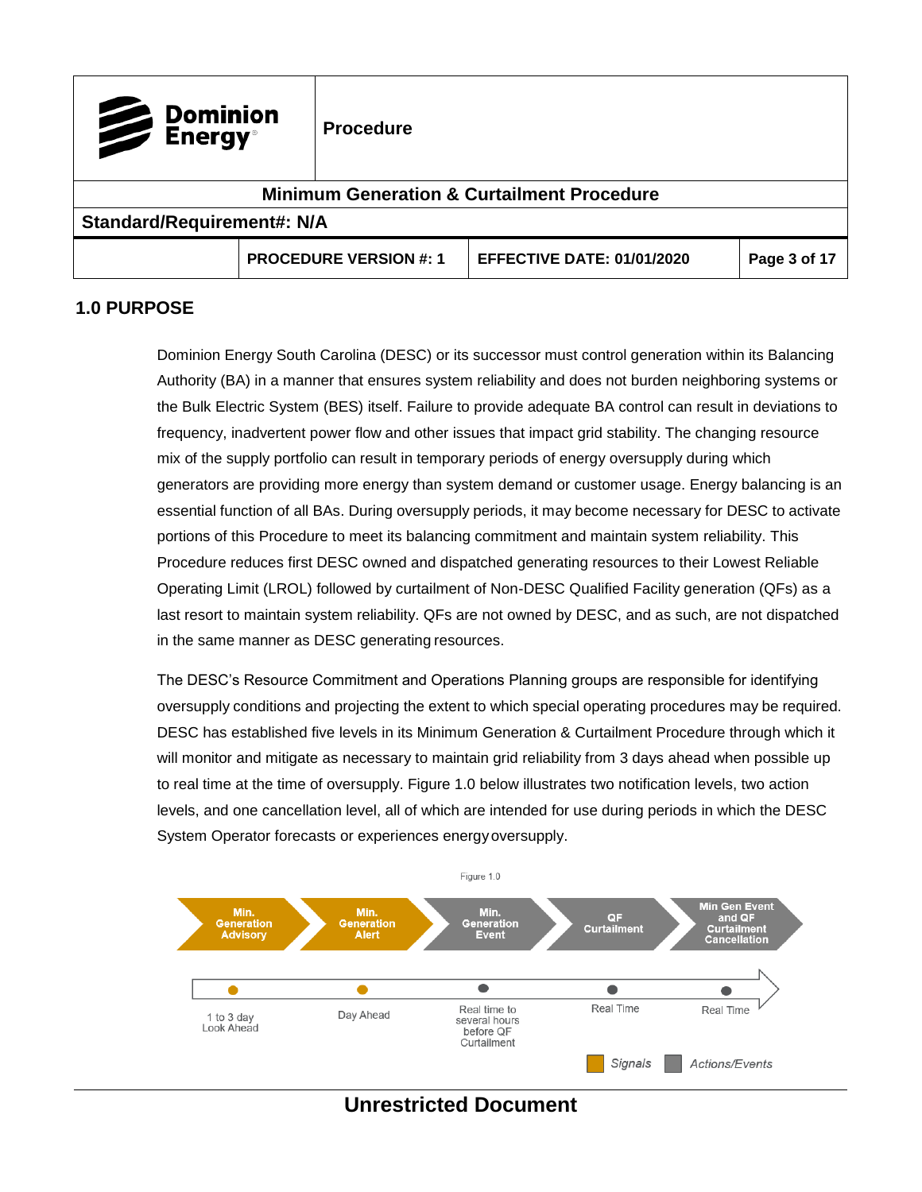## 1.0 PURPOSE

Dominion Energy South Carolina (DESC) or its successor must control generation within its Balancing Authority (BA) in a manner that ensures system reliability and does not burden neighboring systems or the Bulk Electric System (BES) itself. Failure to provide adequate BA control can result in deviations to frequency, inadvertent power flow and other issues that impact grid stability. The changing resource mix of the supply portfolio can result in temporary periods of energy oversupply during which generators are providing more energy than system demand or customer usage. Energy balancing is an essential function of all BAs. During oversupply periods, it may become necessary for DESC to activate portions of this Procedure to meet its balancing commitment and maintain system reliability. This Procedure reduces first DESC owned and dispatched generating resources to their Lowest Reliable Operating Limit (LROL) followed by curtailment of Non-DESC Qualified Facility generation (QFs) as a last resort to maintain system reliability. QFs are not owned by DESC, and as such, are not dispatched in the same manner as DESC generating resources.

The DESC's Resource Commitment and Operations Planning groups are responsible for identifying oversupply conditions and projecting the extent to which special operating procedures may be required. DESC has established five levels in its Minimum Generation & Curtailment Procedure through which it will monitor and mitigate as necessary to maintain grid reliability from 3 days ahead when possible up to real time at the time of oversupply. Figure 1.0 below illustrates two notification levels, two action levels, and one cancellation level, all of which are intended for use during periods in which the DESC System Operator forecasts or experiences energy oversupply.

Figure 1.0

| Min. Generation Advisory | Min. Generation Alert | Min. Generation Event | QF Curtailment | Min Gen Event and QF Curtailment Cancellation |
|---|---|---|---|---|
| 1 to 3 day Look Ahead | Day Ahead | Real time to several hours before QF Curtailment | Real Time | Real Time |

Signals (Min. Generation Advisory, Min. Generation Alert) — Actions/Events (Min. Generation Event, QF Curtailment, Min Gen Event and QF Curtailment Cancellation)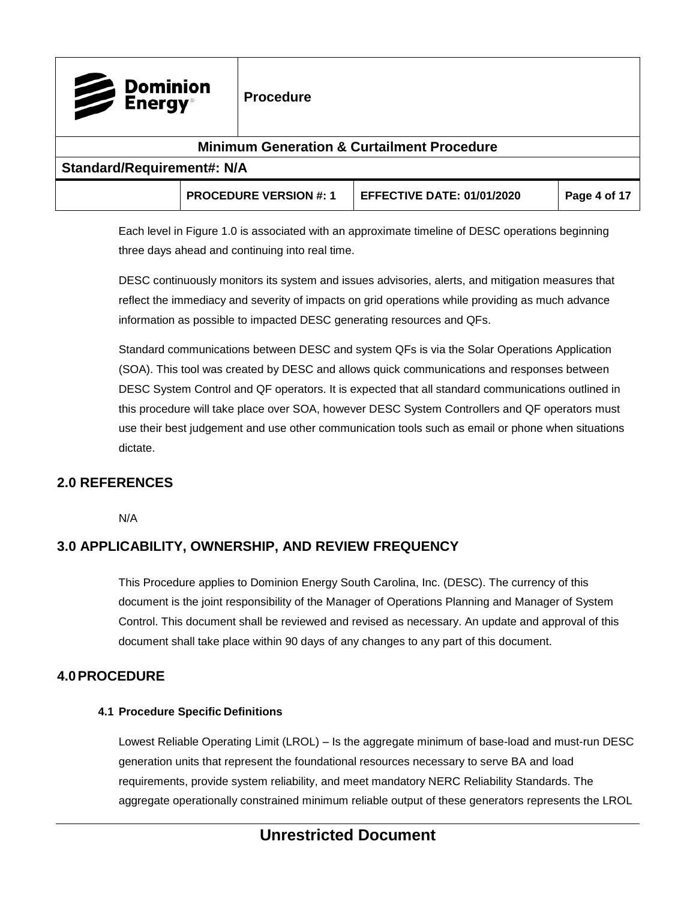Each level in Figure 1.0 is associated with an approximate timeline of DESC operations beginning three days ahead and continuing into real time.

DESC continuously monitors its system and issues advisories, alerts, and mitigation measures that reflect the immediacy and severity of impacts on grid operations while providing as much advance information as possible to impacted DESC generating resources and QFs.

Standard communications between DESC and system QFs is via the Solar Operations Application (SOA). This tool was created by DESC and allows quick communications and responses between DESC System Control and QF operators. It is expected that all standard communications outlined in this procedure will take place over SOA, however DESC System Controllers and QF operators must use their best judgement and use other communication tools such as email or phone when situations dictate.

## 2.0 REFERENCES

N/A

## 3.0 APPLICABILITY, OWNERSHIP, AND REVIEW FREQUENCY

This Procedure applies to Dominion Energy South Carolina, Inc. (DESC). The currency of this document is the joint responsibility of the Manager of Operations Planning and Manager of System Control. This document shall be reviewed and revised as necessary. An update and approval of this document shall take place within 90 days of any changes to any part of this document.

## 4.0 PROCEDURE

### 4.1 Procedure Specific Definitions

Lowest Reliable Operating Limit (LROL) – Is the aggregate minimum of base-load and must-run DESC generation units that represent the foundational resources necessary to serve BA and load requirements, provide system reliability, and meet mandatory NERC Reliability Standards. The aggregate operationally constrained minimum reliable output of these generators represents the LROL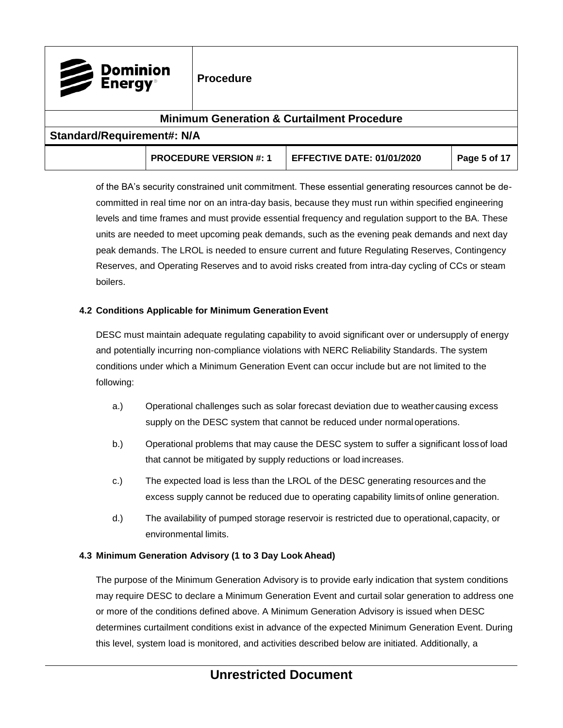of the BA's security constrained unit commitment. These essential generating resources cannot be de-committed in real time nor on an intra-day basis, because they must run within specified engineering levels and time frames and must provide essential frequency and regulation support to the BA. These units are needed to meet upcoming peak demands, such as the evening peak demands and next day peak demands. The LROL is needed to ensure current and future Regulating Reserves, Contingency Reserves, and Operating Reserves and to avoid risks created from intra-day cycling of CCs or steam boilers.

### 4.2 Conditions Applicable for Minimum Generation Event

DESC must maintain adequate regulating capability to avoid significant over or undersupply of energy and potentially incurring non-compliance violations with NERC Reliability Standards. The system conditions under which a Minimum Generation Event can occur include but are not limited to the following:

a.) Operational challenges such as solar forecast deviation due to weather causing excess supply on the DESC system that cannot be reduced under normal operations.

b.) Operational problems that may cause the DESC system to suffer a significant loss of load that cannot be mitigated by supply reductions or load increases.

c.) The expected load is less than the LROL of the DESC generating resources and the excess supply cannot be reduced due to operating capability limits of online generation.

d.) The availability of pumped storage reservoir is restricted due to operational, capacity, or environmental limits.

### 4.3 Minimum Generation Advisory (1 to 3 Day Look Ahead)

The purpose of the Minimum Generation Advisory is to provide early indication that system conditions may require DESC to declare a Minimum Generation Event and curtail solar generation to address one or more of the conditions defined above. A Minimum Generation Advisory is issued when DESC determines curtailment conditions exist in advance of the expected Minimum Generation Event. During this level, system load is monitored, and activities described below are initiated. Additionally, a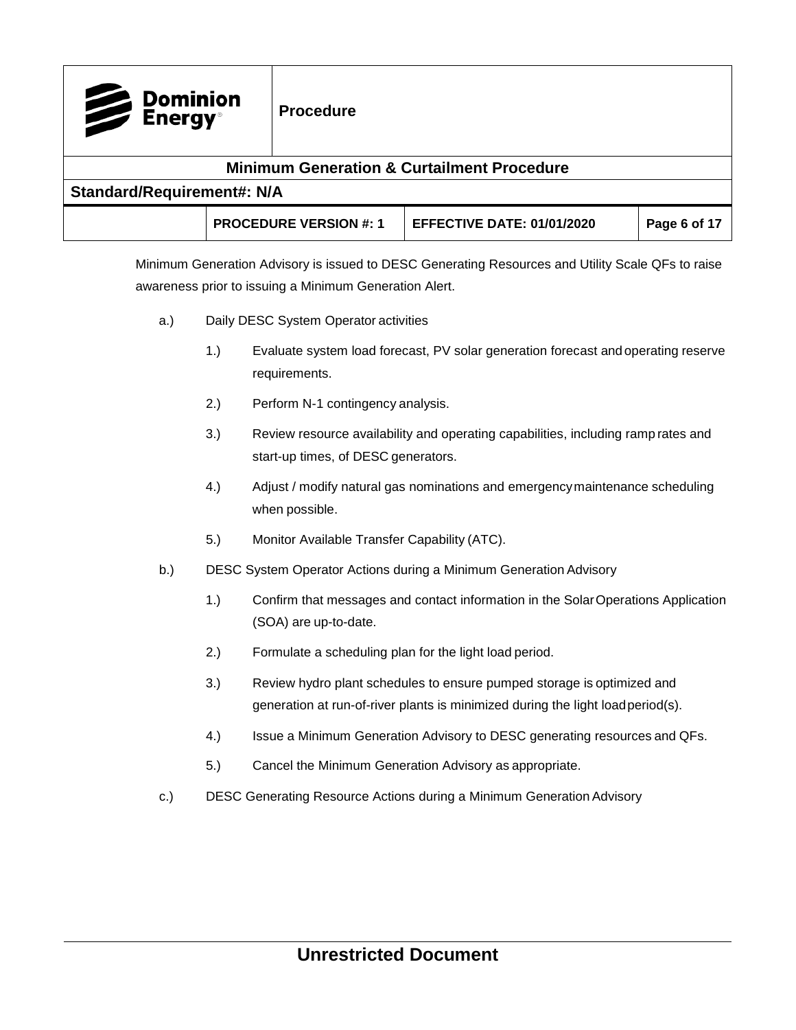Minimum Generation Advisory is issued to DESC Generating Resources and Utility Scale QFs to raise awareness prior to issuing a Minimum Generation Alert.

a.) Daily DESC System Operator activities

1.) Evaluate system load forecast, PV solar generation forecast and operating reserve requirements.

2.) Perform N-1 contingency analysis.

3.) Review resource availability and operating capabilities, including ramp rates and start-up times, of DESC generators.

4.) Adjust / modify natural gas nominations and emergency maintenance scheduling when possible.

5.) Monitor Available Transfer Capability (ATC).

b.) DESC System Operator Actions during a Minimum Generation Advisory

1.) Confirm that messages and contact information in the Solar Operations Application (SOA) are up-to-date.

2.) Formulate a scheduling plan for the light load period.

3.) Review hydro plant schedules to ensure pumped storage is optimized and generation at run-of-river plants is minimized during the light load period(s).

4.) Issue a Minimum Generation Advisory to DESC generating resources and QFs.

5.) Cancel the Minimum Generation Advisory as appropriate.

c.) DESC Generating Resource Actions during a Minimum Generation Advisory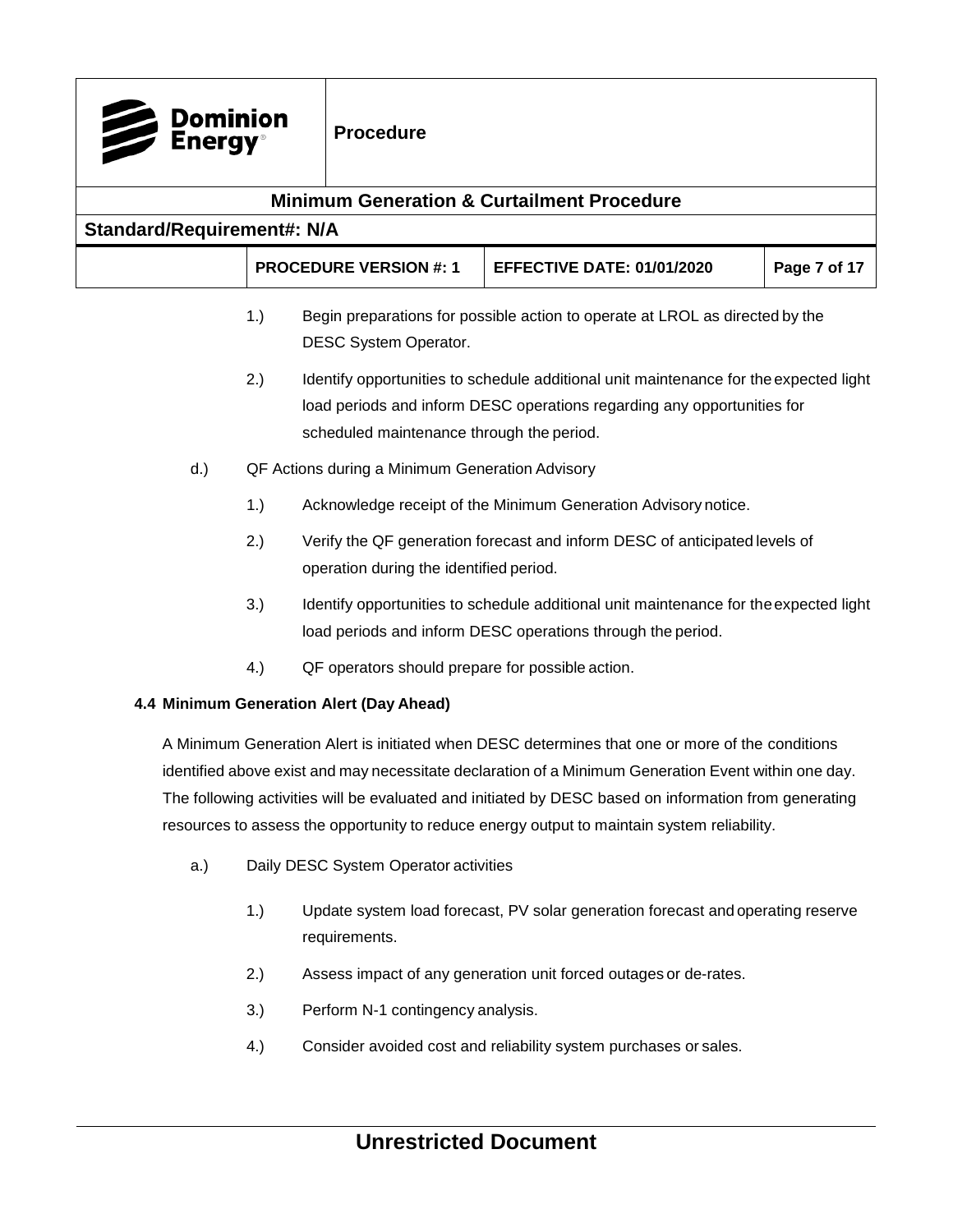1.) Begin preparations for possible action to operate at LROL as directed by the DESC System Operator.

2.) Identify opportunities to schedule additional unit maintenance for the expected light load periods and inform DESC operations regarding any opportunities for scheduled maintenance through the period.

d.) QF Actions during a Minimum Generation Advisory

1.) Acknowledge receipt of the Minimum Generation Advisory notice.

2.) Verify the QF generation forecast and inform DESC of anticipated levels of operation during the identified period.

3.) Identify opportunities to schedule additional unit maintenance for the expected light load periods and inform DESC operations through the period.

4.) QF operators should prepare for possible action.

### 4.4 Minimum Generation Alert (Day Ahead)

A Minimum Generation Alert is initiated when DESC determines that one or more of the conditions identified above exist and may necessitate declaration of a Minimum Generation Event within one day. The following activities will be evaluated and initiated by DESC based on information from generating resources to assess the opportunity to reduce energy output to maintain system reliability.

a.) Daily DESC System Operator activities

1.) Update system load forecast, PV solar generation forecast and operating reserve requirements.

2.) Assess impact of any generation unit forced outages or de-rates.

3.) Perform N-1 contingency analysis.

4.) Consider avoided cost and reliability system purchases or sales.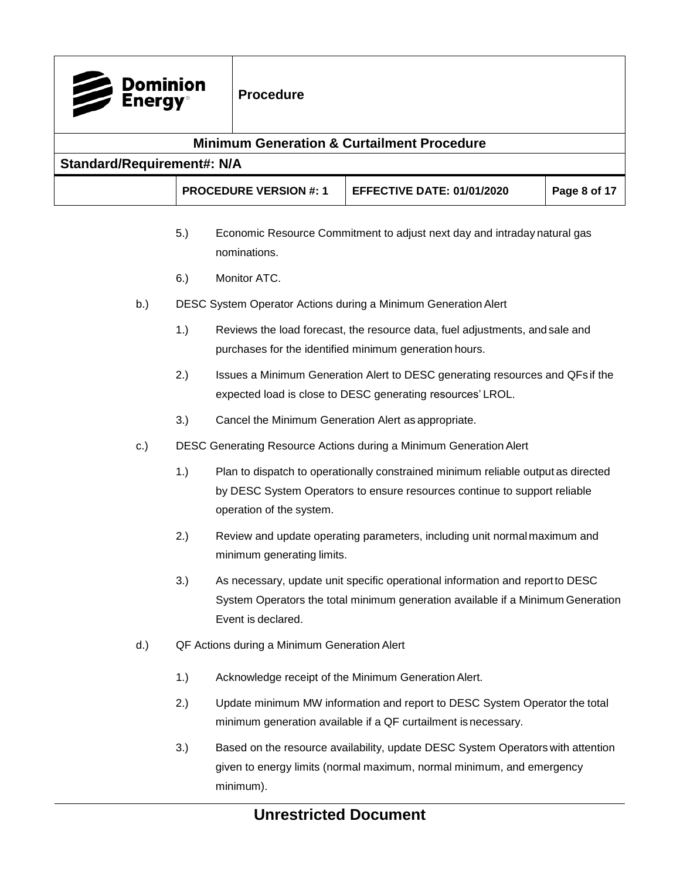5.) Economic Resource Commitment to adjust next day and intraday natural gas nominations.

6.) Monitor ATC.

b.) DESC System Operator Actions during a Minimum Generation Alert

1.) Reviews the load forecast, the resource data, fuel adjustments, and sale and purchases for the identified minimum generation hours.

2.) Issues a Minimum Generation Alert to DESC generating resources and QFs if the expected load is close to DESC generating resources' LROL.

3.) Cancel the Minimum Generation Alert as appropriate.

c.) DESC Generating Resource Actions during a Minimum Generation Alert

1.) Plan to dispatch to operationally constrained minimum reliable output as directed by DESC System Operators to ensure resources continue to support reliable operation of the system.

2.) Review and update operating parameters, including unit normal maximum and minimum generating limits.

3.) As necessary, update unit specific operational information and report to DESC System Operators the total minimum generation available if a Minimum Generation Event is declared.

d.) QF Actions during a Minimum Generation Alert

1.) Acknowledge receipt of the Minimum Generation Alert.

2.) Update minimum MW information and report to DESC System Operator the total minimum generation available if a QF curtailment is necessary.

3.) Based on the resource availability, update DESC System Operators with attention given to energy limits (normal maximum, normal minimum, and emergency minimum).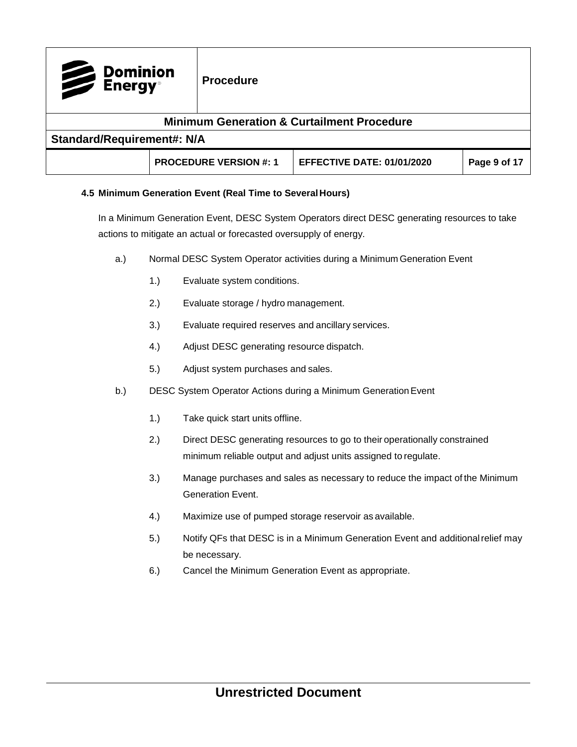### 4.5 Minimum Generation Event (Real Time to Several Hours)

In a Minimum Generation Event, DESC System Operators direct DESC generating resources to take actions to mitigate an actual or forecasted oversupply of energy.

a.) Normal DESC System Operator activities during a Minimum Generation Event

1.) Evaluate system conditions.

2.) Evaluate storage / hydro management.

3.) Evaluate required reserves and ancillary services.

4.) Adjust DESC generating resource dispatch.

5.) Adjust system purchases and sales.

b.) DESC System Operator Actions during a Minimum Generation Event

1.) Take quick start units offline.

2.) Direct DESC generating resources to go to their operationally constrained minimum reliable output and adjust units assigned to regulate.

3.) Manage purchases and sales as necessary to reduce the impact of the Minimum Generation Event.

4.) Maximize use of pumped storage reservoir as available.

5.) Notify QFs that DESC is in a Minimum Generation Event and additional relief may be necessary.

6.) Cancel the Minimum Generation Event as appropriate.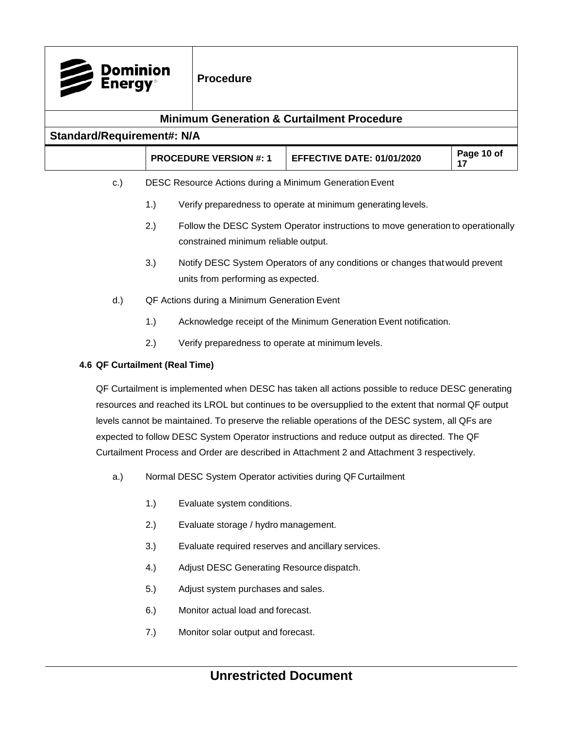c.) DESC Resource Actions during a Minimum Generation Event

1.) Verify preparedness to operate at minimum generating levels.

2.) Follow the DESC System Operator instructions to move generation to operationally constrained minimum reliable output.

3.) Notify DESC System Operators of any conditions or changes that would prevent units from performing as expected.

d.) QF Actions during a Minimum Generation Event

1.) Acknowledge receipt of the Minimum Generation Event notification.

2.) Verify preparedness to operate at minimum levels.

### 4.6 QF Curtailment (Real Time)

QF Curtailment is implemented when DESC has taken all actions possible to reduce DESC generating resources and reached its LROL but continues to be oversupplied to the extent that normal QF output levels cannot be maintained. To preserve the reliable operations of the DESC system, all QFs are expected to follow DESC System Operator instructions and reduce output as directed. The QF Curtailment Process and Order are described in Attachment 2 and Attachment 3 respectively.

a.) Normal DESC System Operator activities during QF Curtailment

1.) Evaluate system conditions.

2.) Evaluate storage / hydro management.

3.) Evaluate required reserves and ancillary services.

4.) Adjust DESC Generating Resource dispatch.

5.) Adjust system purchases and sales.

6.) Monitor actual load and forecast.

7.) Monitor solar output and forecast.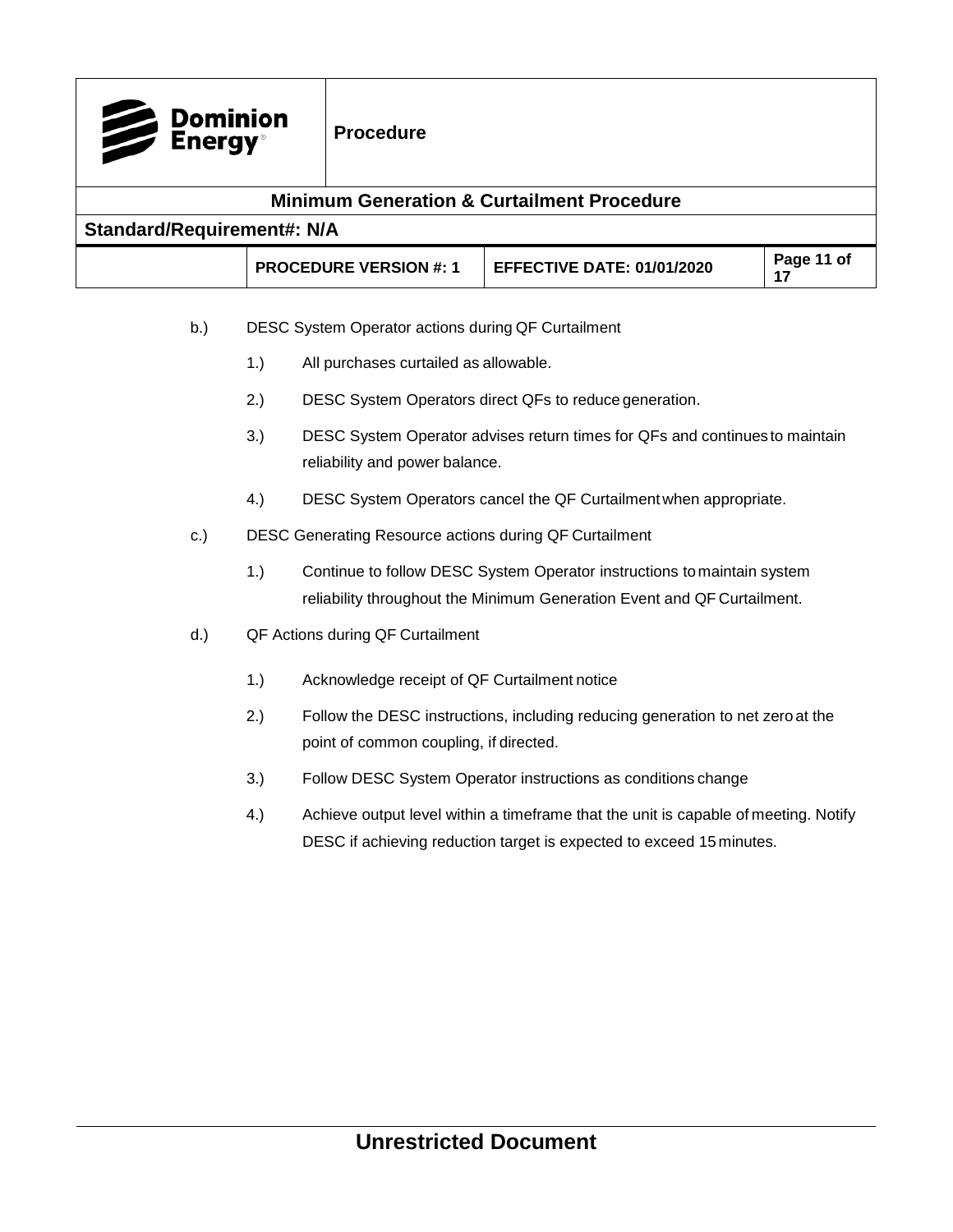b.) DESC System Operator actions during QF Curtailment

1.) All purchases curtailed as allowable.

2.) DESC System Operators direct QFs to reduce generation.

3.) DESC System Operator advises return times for QFs and continues to maintain reliability and power balance.

4.) DESC System Operators cancel the QF Curtailment when appropriate.

c.) DESC Generating Resource actions during QF Curtailment

1.) Continue to follow DESC System Operator instructions to maintain system reliability throughout the Minimum Generation Event and QF Curtailment.

d.) QF Actions during QF Curtailment

1.) Acknowledge receipt of QF Curtailment notice

2.) Follow the DESC instructions, including reducing generation to net zero at the point of common coupling, if directed.

3.) Follow DESC System Operator instructions as conditions change

4.) Achieve output level within a timeframe that the unit is capable of meeting. Notify DESC if achieving reduction target is expected to exceed 15 minutes.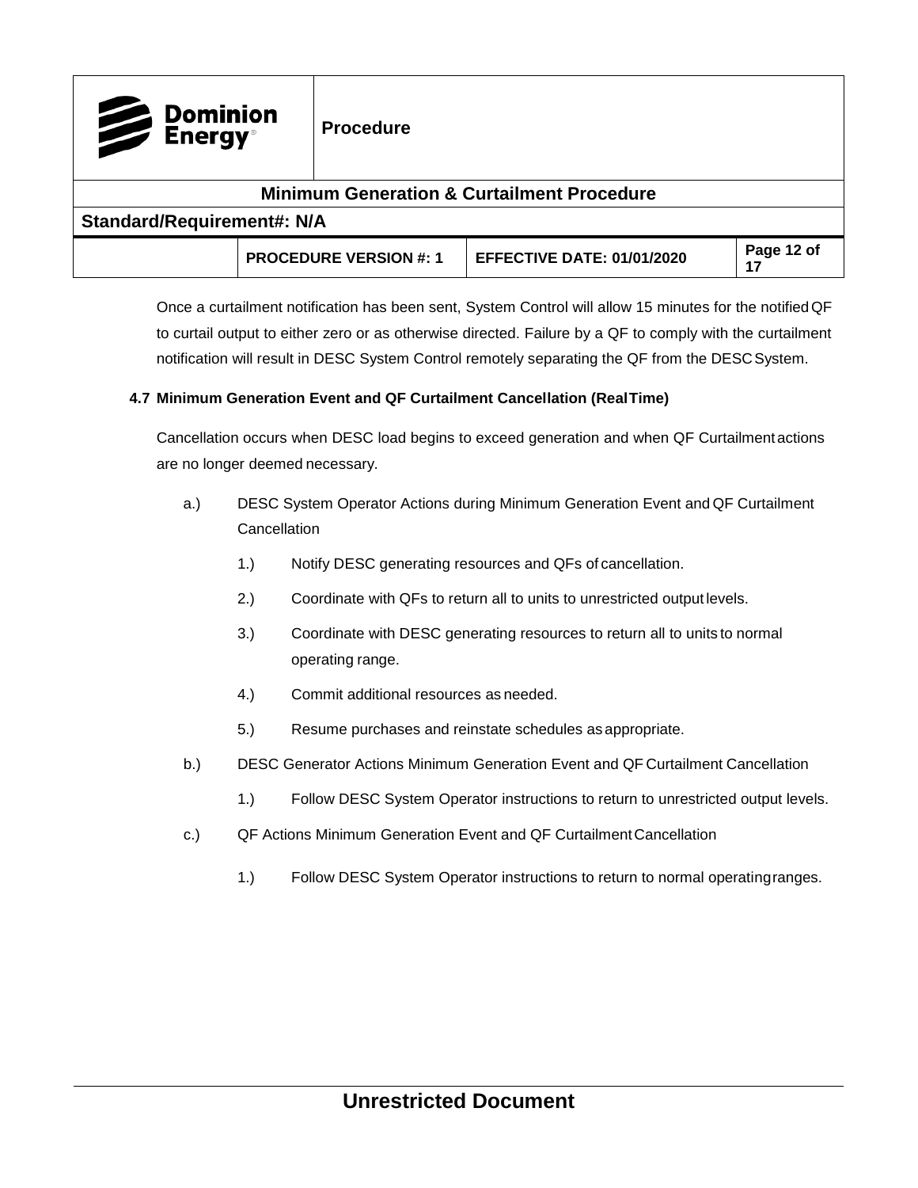Once a curtailment notification has been sent, System Control will allow 15 minutes for the notified QF to curtail output to either zero or as otherwise directed. Failure by a QF to comply with the curtailment notification will result in DESC System Control remotely separating the QF from the DESC System.

### 4.7 Minimum Generation Event and QF Curtailment Cancellation (Real Time)

Cancellation occurs when DESC load begins to exceed generation and when QF Curtailment actions are no longer deemed necessary.

a.) DESC System Operator Actions during Minimum Generation Event and QF Curtailment Cancellation

1.) Notify DESC generating resources and QFs of cancellation.

2.) Coordinate with QFs to return all to units to unrestricted output levels.

3.) Coordinate with DESC generating resources to return all to units to normal operating range.

4.) Commit additional resources as needed.

5.) Resume purchases and reinstate schedules as appropriate.

b.) DESC Generator Actions Minimum Generation Event and QF Curtailment Cancellation

1.) Follow DESC System Operator instructions to return to unrestricted output levels.

c.) QF Actions Minimum Generation Event and QF Curtailment Cancellation

1.) Follow DESC System Operator instructions to return to normal operating ranges.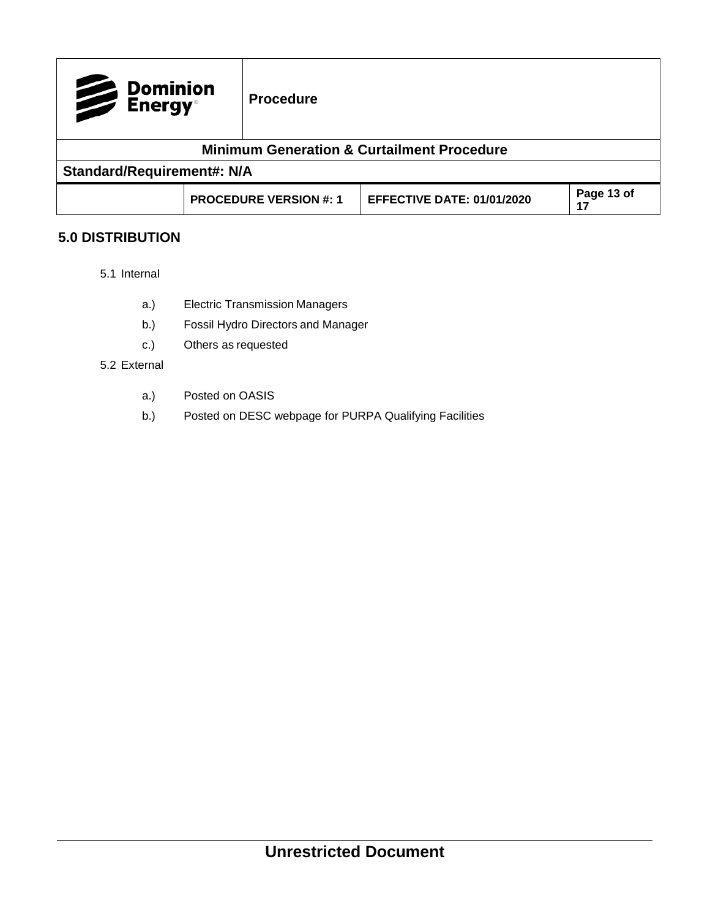## 5.0 DISTRIBUTION

5.1 Internal

- a.) Electric Transmission Managers
- b.) Fossil Hydro Directors and Manager
- c.) Others as requested

5.2 External

- a.) Posted on OASIS
- b.) Posted on DESC webpage for PURPA Qualifying Facilities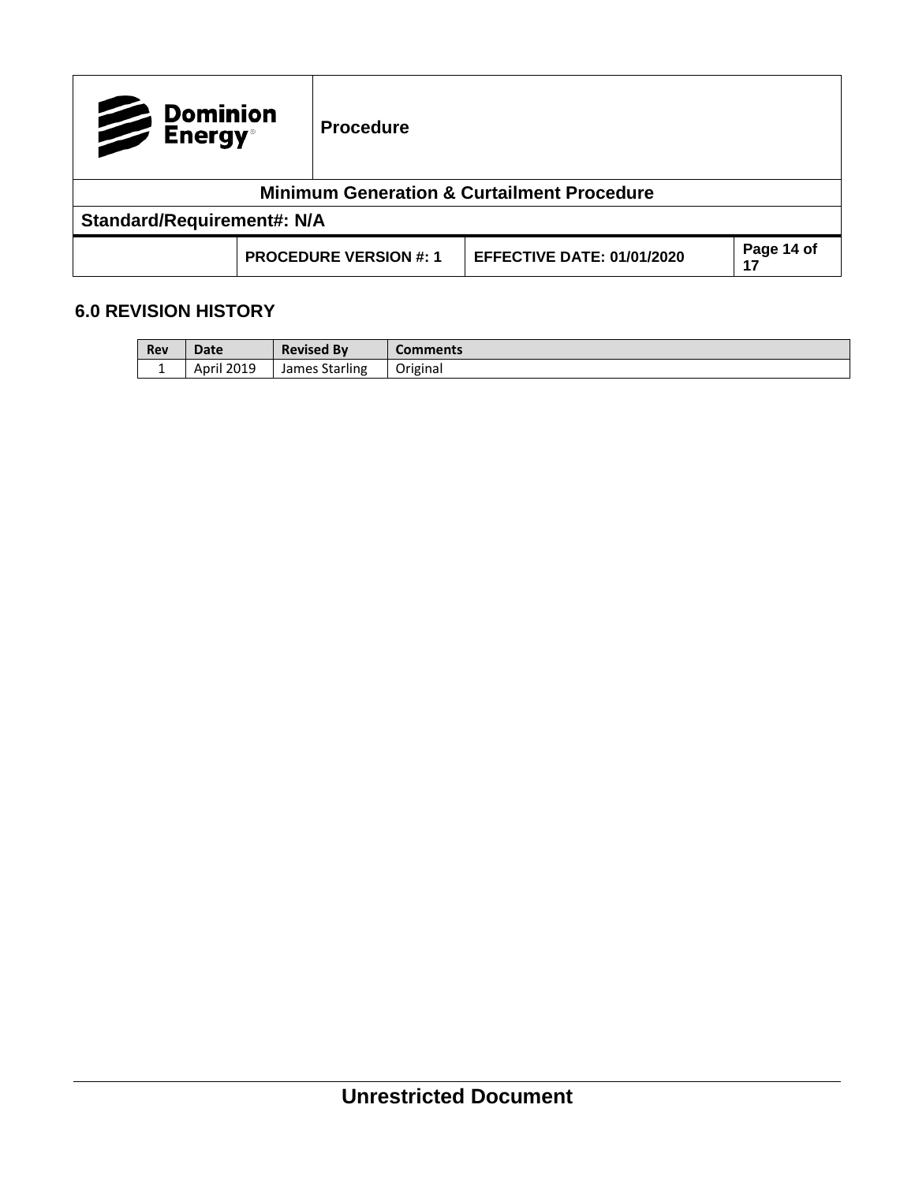## 6.0 REVISION HISTORY

| Rev | Date | Revised By | Comments |
|---|---|---|---|
| 1 | April 2019 | James Starling | Original |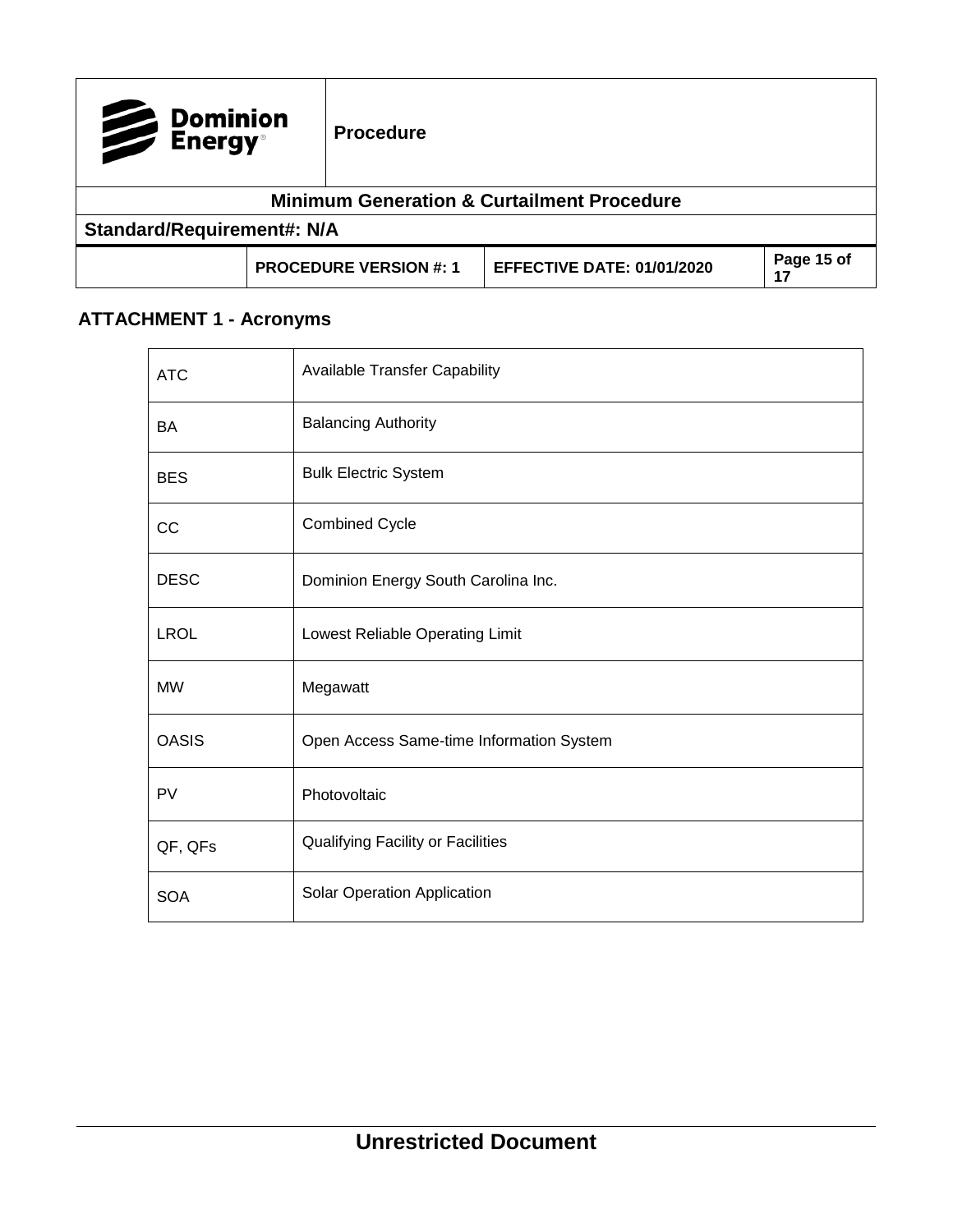## ATTACHMENT 1 - Acronyms

| | |
|---|---|
| ATC | Available Transfer Capability |
| BA | Balancing Authority |
| BES | Bulk Electric System |
| CC | Combined Cycle |
| DESC | Dominion Energy South Carolina Inc. |
| LROL | Lowest Reliable Operating Limit |
| MW | Megawatt |
| OASIS | Open Access Same-time Information System |
| PV | Photovoltaic |
| QF, QFs | Qualifying Facility or Facilities |
| SOA | Solar Operation Application |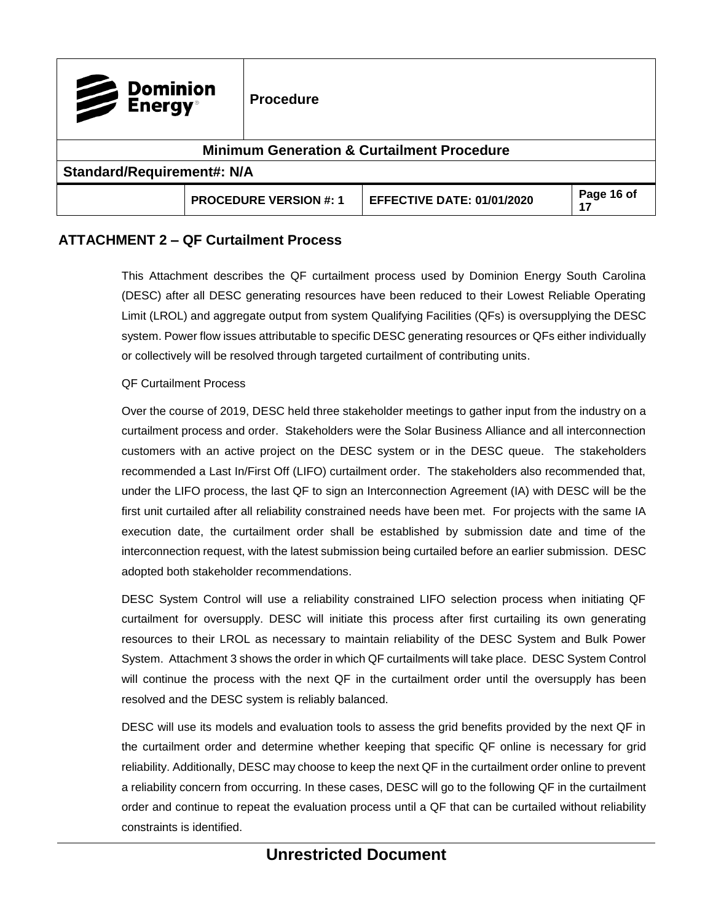## ATTACHMENT 2 – QF Curtailment Process

This Attachment describes the QF curtailment process used by Dominion Energy South Carolina (DESC) after all DESC generating resources have been reduced to their Lowest Reliable Operating Limit (LROL) and aggregate output from system Qualifying Facilities (QFs) is oversupplying the DESC system. Power flow issues attributable to specific DESC generating resources or QFs either individually or collectively will be resolved through targeted curtailment of contributing units.

QF Curtailment Process

Over the course of 2019, DESC held three stakeholder meetings to gather input from the industry on a curtailment process and order. Stakeholders were the Solar Business Alliance and all interconnection customers with an active project on the DESC system or in the DESC queue. The stakeholders recommended a Last In/First Off (LIFO) curtailment order. The stakeholders also recommended that, under the LIFO process, the last QF to sign an Interconnection Agreement (IA) with DESC will be the first unit curtailed after all reliability constrained needs have been met. For projects with the same IA execution date, the curtailment order shall be established by submission date and time of the interconnection request, with the latest submission being curtailed before an earlier submission. DESC adopted both stakeholder recommendations.

DESC System Control will use a reliability constrained LIFO selection process when initiating QF curtailment for oversupply. DESC will initiate this process after first curtailing its own generating resources to their LROL as necessary to maintain reliability of the DESC System and Bulk Power System. Attachment 3 shows the order in which QF curtailments will take place. DESC System Control will continue the process with the next QF in the curtailment order until the oversupply has been resolved and the DESC system is reliably balanced.

DESC will use its models and evaluation tools to assess the grid benefits provided by the next QF in the curtailment order and determine whether keeping that specific QF online is necessary for grid reliability. Additionally, DESC may choose to keep the next QF in the curtailment order online to prevent a reliability concern from occurring. In these cases, DESC will go to the following QF in the curtailment order and continue to repeat the evaluation process until a QF that can be curtailed without reliability constraints is identified.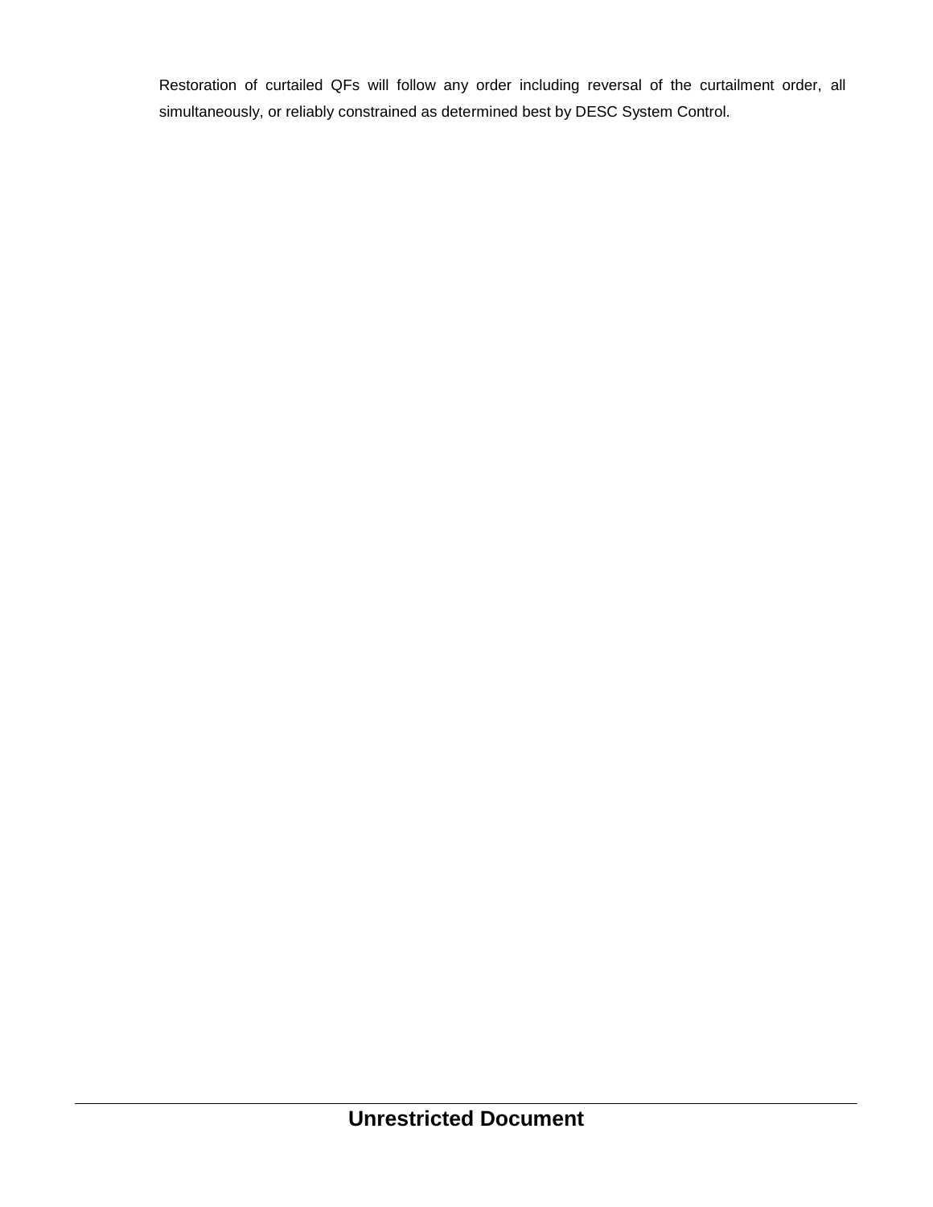Restoration of curtailed QFs will follow any order including reversal of the curtailment order, all simultaneously, or reliably constrained as determined best by DESC System Control.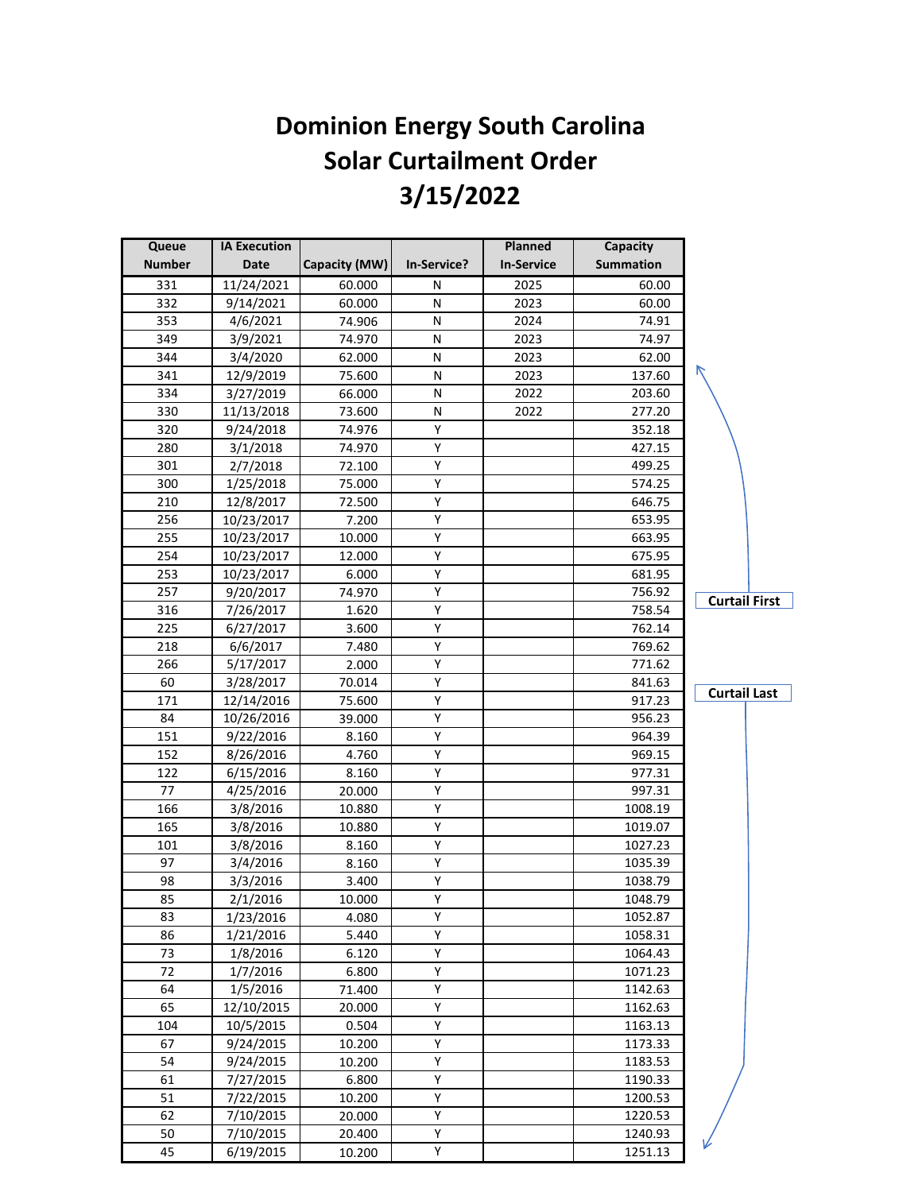# Dominion Energy South Carolina
# Solar Curtailment Order
# 3/15/2022

| Queue Number | IA Execution Date | Capacity (MW) | In-Service? | Planned In-Service | Capacity Summation |
|---|---|---|---|---|---|
| 331 | 11/24/2021 | 60.000 | N | 2025 | 60.00 |
| 332 | 9/14/2021 | 60.000 | N | 2023 | 60.00 |
| 353 | 4/6/2021 | 74.906 | N | 2024 | 74.91 |
| 349 | 3/9/2021 | 74.970 | N | 2023 | 74.97 |
| 344 | 3/4/2020 | 62.000 | N | 2023 | 62.00 |
| 341 | 12/9/2019 | 75.600 | N | 2023 | 137.60 |
| 334 | 3/27/2019 | 66.000 | N | 2022 | 203.60 |
| 330 | 11/13/2018 | 73.600 | N | 2022 | 277.20 |
| 320 | 9/24/2018 | 74.976 | Y | | 352.18 |
| 280 | 3/1/2018 | 74.970 | Y | | 427.15 |
| 301 | 2/7/2018 | 72.100 | Y | | 499.25 |
| 300 | 1/25/2018 | 75.000 | Y | | 574.25 |
| 210 | 12/8/2017 | 72.500 | Y | | 646.75 |
| 256 | 10/23/2017 | 7.200 | Y | | 653.95 |
| 255 | 10/23/2017 | 10.000 | Y | | 663.95 |
| 254 | 10/23/2017 | 12.000 | Y | | 675.95 |
| 253 | 10/23/2017 | 6.000 | Y | | 681.95 |
| 257 | 9/20/2017 | 74.970 | Y | | 756.92 |
| 316 | 7/26/2017 | 1.620 | Y | | 758.54 |
| 225 | 6/27/2017 | 3.600 | Y | | 762.14 |
| 218 | 6/6/2017 | 7.480 | Y | | 769.62 |
| 266 | 5/17/2017 | 2.000 | Y | | 771.62 |
| 60 | 3/28/2017 | 70.014 | Y | | 841.63 |
| 171 | 12/14/2016 | 75.600 | Y | | 917.23 |
| 84 | 10/26/2016 | 39.000 | Y | | 956.23 |
| 151 | 9/22/2016 | 8.160 | Y | | 964.39 |
| 152 | 8/26/2016 | 4.760 | Y | | 969.15 |
| 122 | 6/15/2016 | 8.160 | Y | | 977.31 |
| 77 | 4/25/2016 | 20.000 | Y | | 997.31 |
| 166 | 3/8/2016 | 10.880 | Y | | 1008.19 |
| 165 | 3/8/2016 | 10.880 | Y | | 1019.07 |
| 101 | 3/8/2016 | 8.160 | Y | | 1027.23 |
| 97 | 3/4/2016 | 8.160 | Y | | 1035.39 |
| 98 | 3/3/2016 | 3.400 | Y | | 1038.79 |
| 85 | 2/1/2016 | 10.000 | Y | | 1048.79 |
| 83 | 1/23/2016 | 4.080 | Y | | 1052.87 |
| 86 | 1/21/2016 | 5.440 | Y | | 1058.31 |
| 73 | 1/8/2016 | 6.120 | Y | | 1064.43 |
| 72 | 1/7/2016 | 6.800 | Y | | 1071.23 |
| 64 | 1/5/2016 | 71.400 | Y | | 1142.63 |
| 65 | 12/10/2015 | 20.000 | Y | | 1162.63 |
| 104 | 10/5/2015 | 0.504 | Y | | 1163.13 |
| 67 | 9/24/2015 | 10.200 | Y | | 1173.33 |
| 54 | 9/24/2015 | 10.200 | Y | | 1183.53 |
| 61 | 7/27/2015 | 6.800 | Y | | 1190.33 |
| 51 | 7/22/2015 | 10.200 | Y | | 1200.53 |
| 62 | 7/10/2015 | 20.000 | Y | | 1220.53 |
| 50 | 7/10/2015 | 20.400 | Y | | 1240.93 |
| 45 | 6/19/2015 | 10.200 | Y | | 1251.13 |

Curtail First

Curtail Last